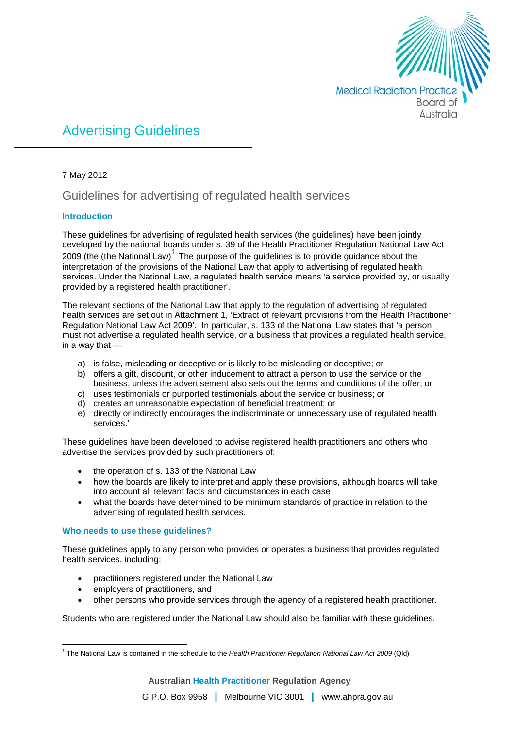Medical Radiation Practice Board of Australia

# Advertising Guidelines

7 May 2012

## Guidelines for advertising of regulated health services

### Introduction

These guidelines for advertising of regulated health services (the guidelines) have been jointly developed by the national boards under s. 39 of the Health Practitioner Regulation National Law Act 2009 (the (the National Law)[1] The purpose of the guidelines is to provide guidance about the interpretation of the provisions of the National Law that apply to advertising of regulated health services. Under the National Law, a regulated health service means 'a service provided by, or usually provided by a registered health practitioner'.

The relevant sections of the National Law that apply to the regulation of advertising of regulated health services are set out in Attachment 1, 'Extract of relevant provisions from the Health Practitioner Regulation National Law Act 2009'. In particular, s. 133 of the National Law states that 'a person must not advertise a regulated health service, or a business that provides a regulated health service, in a way that —

a) is false, misleading or deceptive or is likely to be misleading or deceptive; or
b) offers a gift, discount, or other inducement to attract a person to use the service or the business, unless the advertisement also sets out the terms and conditions of the offer; or
c) uses testimonials or purported testimonials about the service or business; or
d) creates an unreasonable expectation of beneficial treatment; or
e) directly or indirectly encourages the indiscriminate or unnecessary use of regulated health services.'

These guidelines have been developed to advise registered health practitioners and others who advertise the services provided by such practitioners of:

- the operation of s. 133 of the National Law
- how the boards are likely to interpret and apply these provisions, although boards will take into account all relevant facts and circumstances in each case
- what the boards have determined to be minimum standards of practice in relation to the advertising of regulated health services.

### Who needs to use these guidelines?

These guidelines apply to any person who provides or operates a business that provides regulated health services, including:

- practitioners registered under the National Law
- employers of practitioners, and
- other persons who provide services through the agency of a registered health practitioner.

Students who are registered under the National Law should also be familiar with these guidelines.

[1] The National Law is contained in the schedule to the *Health Practitioner Regulation National Law Act 2009* (Qld)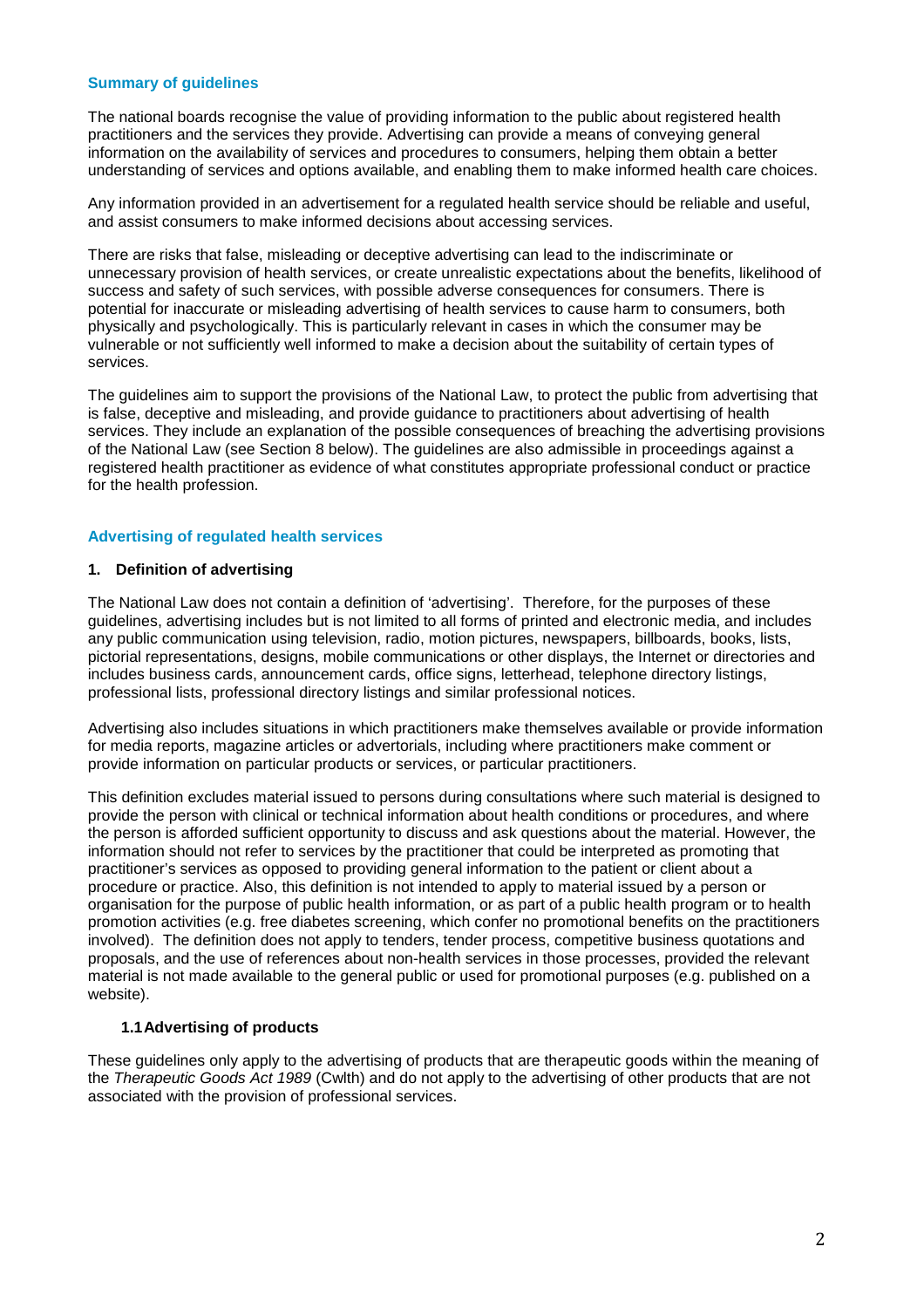## Summary of guidelines

The national boards recognise the value of providing information to the public about registered health practitioners and the services they provide. Advertising can provide a means of conveying general information on the availability of services and procedures to consumers, helping them obtain a better understanding of services and options available, and enabling them to make informed health care choices.

Any information provided in an advertisement for a regulated health service should be reliable and useful, and assist consumers to make informed decisions about accessing services.

There are risks that false, misleading or deceptive advertising can lead to the indiscriminate or unnecessary provision of health services, or create unrealistic expectations about the benefits, likelihood of success and safety of such services, with possible adverse consequences for consumers. There is potential for inaccurate or misleading advertising of health services to cause harm to consumers, both physically and psychologically. This is particularly relevant in cases in which the consumer may be vulnerable or not sufficiently well informed to make a decision about the suitability of certain types of services.

The guidelines aim to support the provisions of the National Law, to protect the public from advertising that is false, deceptive and misleading, and provide guidance to practitioners about advertising of health services. They include an explanation of the possible consequences of breaching the advertising provisions of the National Law (see Section 8 below). The guidelines are also admissible in proceedings against a registered health practitioner as evidence of what constitutes appropriate professional conduct or practice for the health profession.

## Advertising of regulated health services

### 1. Definition of advertising

The National Law does not contain a definition of 'advertising'. Therefore, for the purposes of these guidelines, advertising includes but is not limited to all forms of printed and electronic media, and includes any public communication using television, radio, motion pictures, newspapers, billboards, books, lists, pictorial representations, designs, mobile communications or other displays, the Internet or directories and includes business cards, announcement cards, office signs, letterhead, telephone directory listings, professional lists, professional directory listings and similar professional notices.

Advertising also includes situations in which practitioners make themselves available or provide information for media reports, magazine articles or advertorials, including where practitioners make comment or provide information on particular products or services, or particular practitioners.

This definition excludes material issued to persons during consultations where such material is designed to provide the person with clinical or technical information about health conditions or procedures, and where the person is afforded sufficient opportunity to discuss and ask questions about the material. However, the information should not refer to services by the practitioner that could be interpreted as promoting that practitioner's services as opposed to providing general information to the patient or client about a procedure or practice. Also, this definition is not intended to apply to material issued by a person or organisation for the purpose of public health information, or as part of a public health program or to health promotion activities (e.g. free diabetes screening, which confer no promotional benefits on the practitioners involved). The definition does not apply to tenders, tender process, competitive business quotations and proposals, and the use of references about non-health services in those processes, provided the relevant material is not made available to the general public or used for promotional purposes (e.g. published on a website).

#### 1.1 Advertising of products

These guidelines only apply to the advertising of products that are therapeutic goods within the meaning of the *Therapeutic Goods Act 1989* (Cwlth) and do not apply to the advertising of other products that are not associated with the provision of professional services.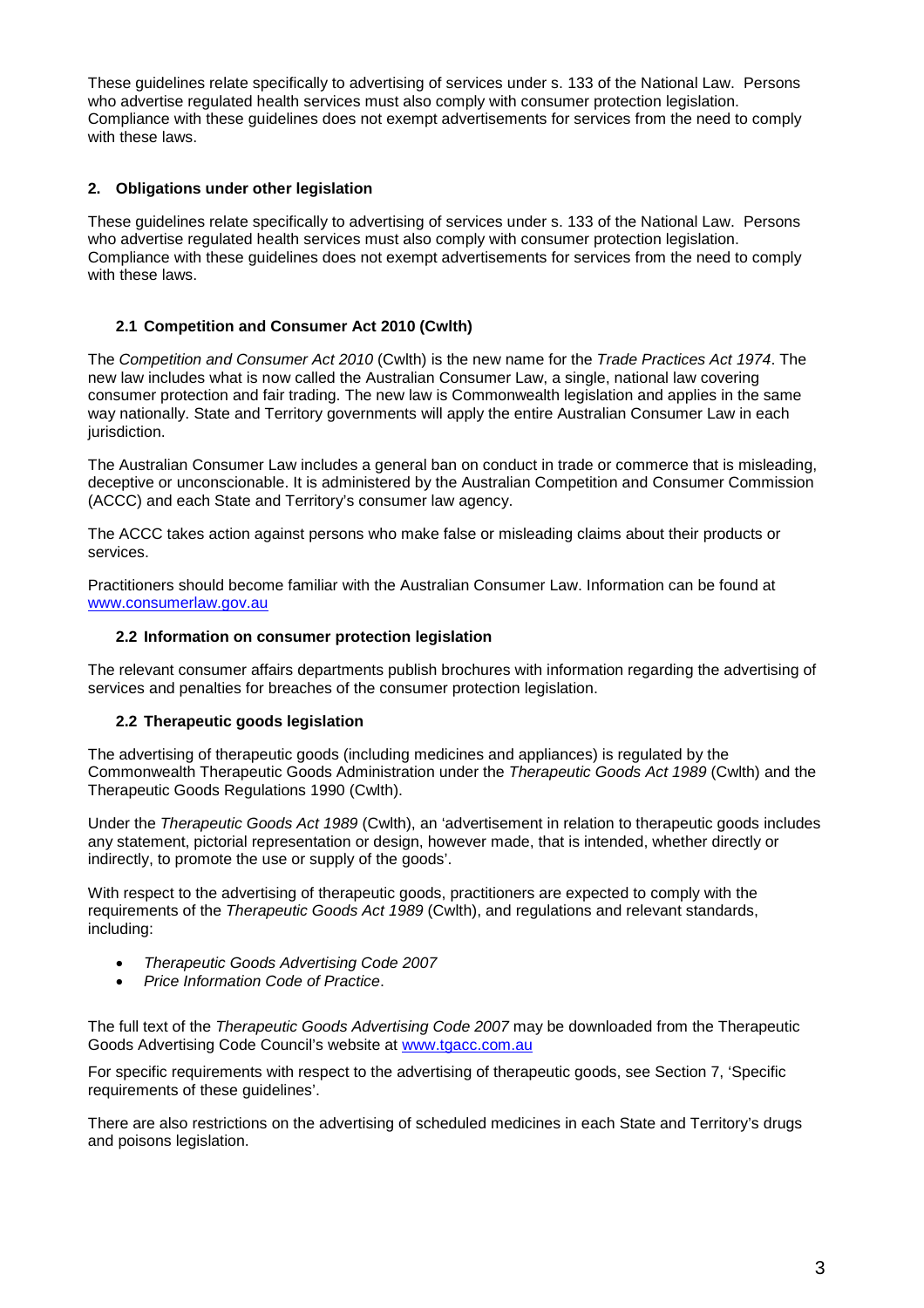These guidelines relate specifically to advertising of services under s. 133 of the National Law. Persons who advertise regulated health services must also comply with consumer protection legislation. Compliance with these guidelines does not exempt advertisements for services from the need to comply with these laws.

## 2. Obligations under other legislation

These guidelines relate specifically to advertising of services under s. 133 of the National Law. Persons who advertise regulated health services must also comply with consumer protection legislation. Compliance with these guidelines does not exempt advertisements for services from the need to comply with these laws.

### 2.1 Competition and Consumer Act 2010 (Cwlth)

The *Competition and Consumer Act 2010* (Cwlth) is the new name for the *Trade Practices Act 1974*. The new law includes what is now called the Australian Consumer Law, a single, national law covering consumer protection and fair trading. The new law is Commonwealth legislation and applies in the same way nationally. State and Territory governments will apply the entire Australian Consumer Law in each jurisdiction.

The Australian Consumer Law includes a general ban on conduct in trade or commerce that is misleading, deceptive or unconscionable. It is administered by the Australian Competition and Consumer Commission (ACCC) and each State and Territory's consumer law agency.

The ACCC takes action against persons who make false or misleading claims about their products or services.

Practitioners should become familiar with the Australian Consumer Law. Information can be found at [www.consumerlaw.gov.au](http://www.consumerlaw.gov.au)

### 2.2 Information on consumer protection legislation

The relevant consumer affairs departments publish brochures with information regarding the advertising of services and penalties for breaches of the consumer protection legislation.

### 2.2 Therapeutic goods legislation

The advertising of therapeutic goods (including medicines and appliances) is regulated by the Commonwealth Therapeutic Goods Administration under the *Therapeutic Goods Act 1989* (Cwlth) and the Therapeutic Goods Regulations 1990 (Cwlth).

Under the *Therapeutic Goods Act 1989* (Cwlth), an 'advertisement in relation to therapeutic goods includes any statement, pictorial representation or design, however made, that is intended, whether directly or indirectly, to promote the use or supply of the goods'.

With respect to the advertising of therapeutic goods, practitioners are expected to comply with the requirements of the *Therapeutic Goods Act 1989* (Cwlth), and regulations and relevant standards, including:

- *Therapeutic Goods Advertising Code 2007*
- *Price Information Code of Practice*.

The full text of the *Therapeutic Goods Advertising Code 2007* may be downloaded from the Therapeutic Goods Advertising Code Council's website at [www.tgacc.com.au](http://www.tgacc.com.au)

For specific requirements with respect to the advertising of therapeutic goods, see Section 7, 'Specific requirements of these guidelines'.

There are also restrictions on the advertising of scheduled medicines in each State and Territory's drugs and poisons legislation.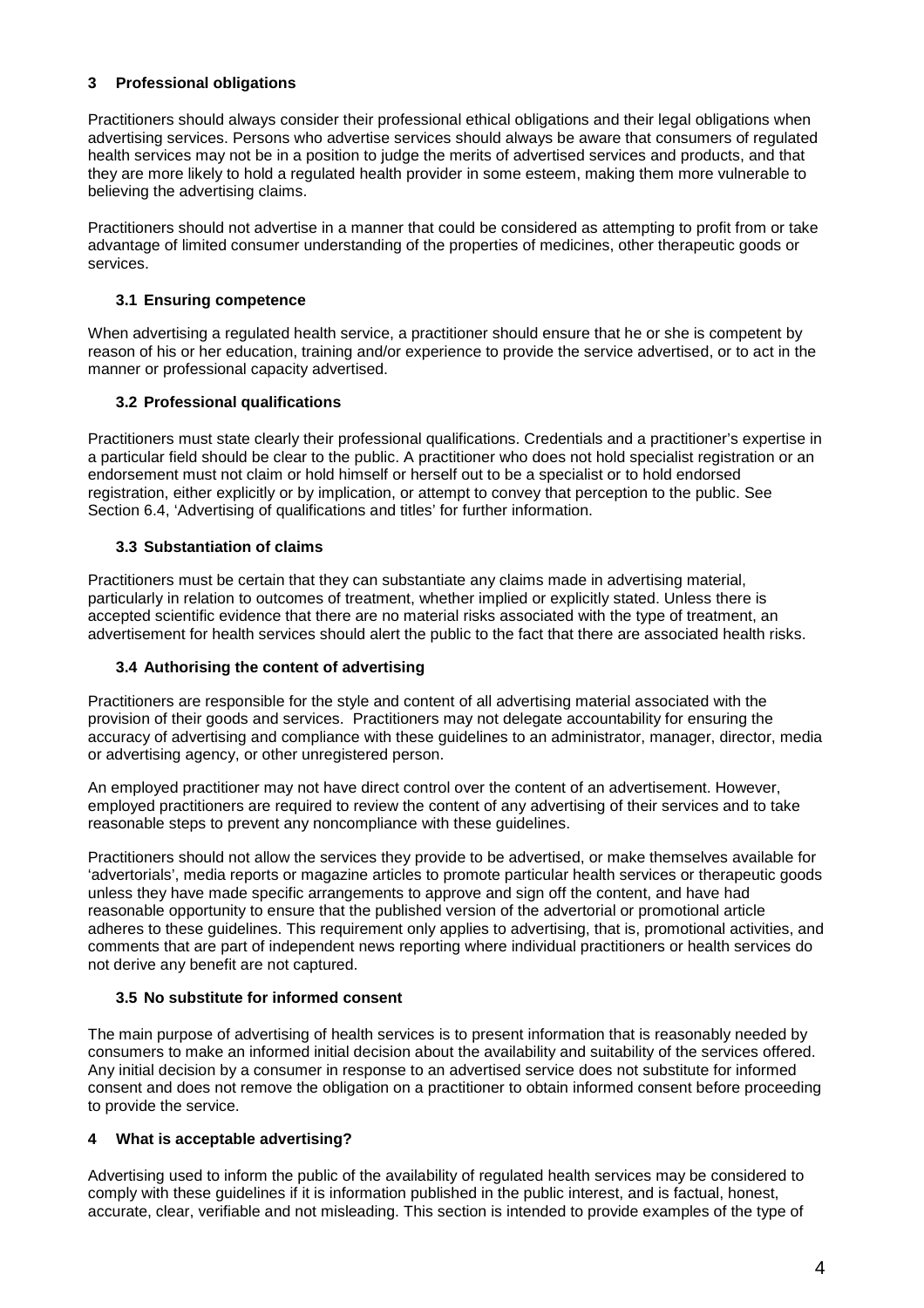## 3 Professional obligations

Practitioners should always consider their professional ethical obligations and their legal obligations when advertising services. Persons who advertise services should always be aware that consumers of regulated health services may not be in a position to judge the merits of advertised services and products, and that they are more likely to hold a regulated health provider in some esteem, making them more vulnerable to believing the advertising claims.

Practitioners should not advertise in a manner that could be considered as attempting to profit from or take advantage of limited consumer understanding of the properties of medicines, other therapeutic goods or services.

### 3.1 Ensuring competence

When advertising a regulated health service, a practitioner should ensure that he or she is competent by reason of his or her education, training and/or experience to provide the service advertised, or to act in the manner or professional capacity advertised.

### 3.2 Professional qualifications

Practitioners must state clearly their professional qualifications. Credentials and a practitioner's expertise in a particular field should be clear to the public. A practitioner who does not hold specialist registration or an endorsement must not claim or hold himself or herself out to be a specialist or to hold endorsed registration, either explicitly or by implication, or attempt to convey that perception to the public. See Section 6.4, 'Advertising of qualifications and titles' for further information.

### 3.3 Substantiation of claims

Practitioners must be certain that they can substantiate any claims made in advertising material, particularly in relation to outcomes of treatment, whether implied or explicitly stated. Unless there is accepted scientific evidence that there are no material risks associated with the type of treatment, an advertisement for health services should alert the public to the fact that there are associated health risks.

### 3.4 Authorising the content of advertising

Practitioners are responsible for the style and content of all advertising material associated with the provision of their goods and services. Practitioners may not delegate accountability for ensuring the accuracy of advertising and compliance with these guidelines to an administrator, manager, director, media or advertising agency, or other unregistered person.

An employed practitioner may not have direct control over the content of an advertisement. However, employed practitioners are required to review the content of any advertising of their services and to take reasonable steps to prevent any noncompliance with these guidelines.

Practitioners should not allow the services they provide to be advertised, or make themselves available for 'advertorials', media reports or magazine articles to promote particular health services or therapeutic goods unless they have made specific arrangements to approve and sign off the content, and have had reasonable opportunity to ensure that the published version of the advertorial or promotional article adheres to these guidelines. This requirement only applies to advertising, that is, promotional activities, and comments that are part of independent news reporting where individual practitioners or health services do not derive any benefit are not captured.

### 3.5 No substitute for informed consent

The main purpose of advertising of health services is to present information that is reasonably needed by consumers to make an informed initial decision about the availability and suitability of the services offered. Any initial decision by a consumer in response to an advertised service does not substitute for informed consent and does not remove the obligation on a practitioner to obtain informed consent before proceeding to provide the service.

## 4 What is acceptable advertising?

Advertising used to inform the public of the availability of regulated health services may be considered to comply with these guidelines if it is information published in the public interest, and is factual, honest, accurate, clear, verifiable and not misleading. This section is intended to provide examples of the type of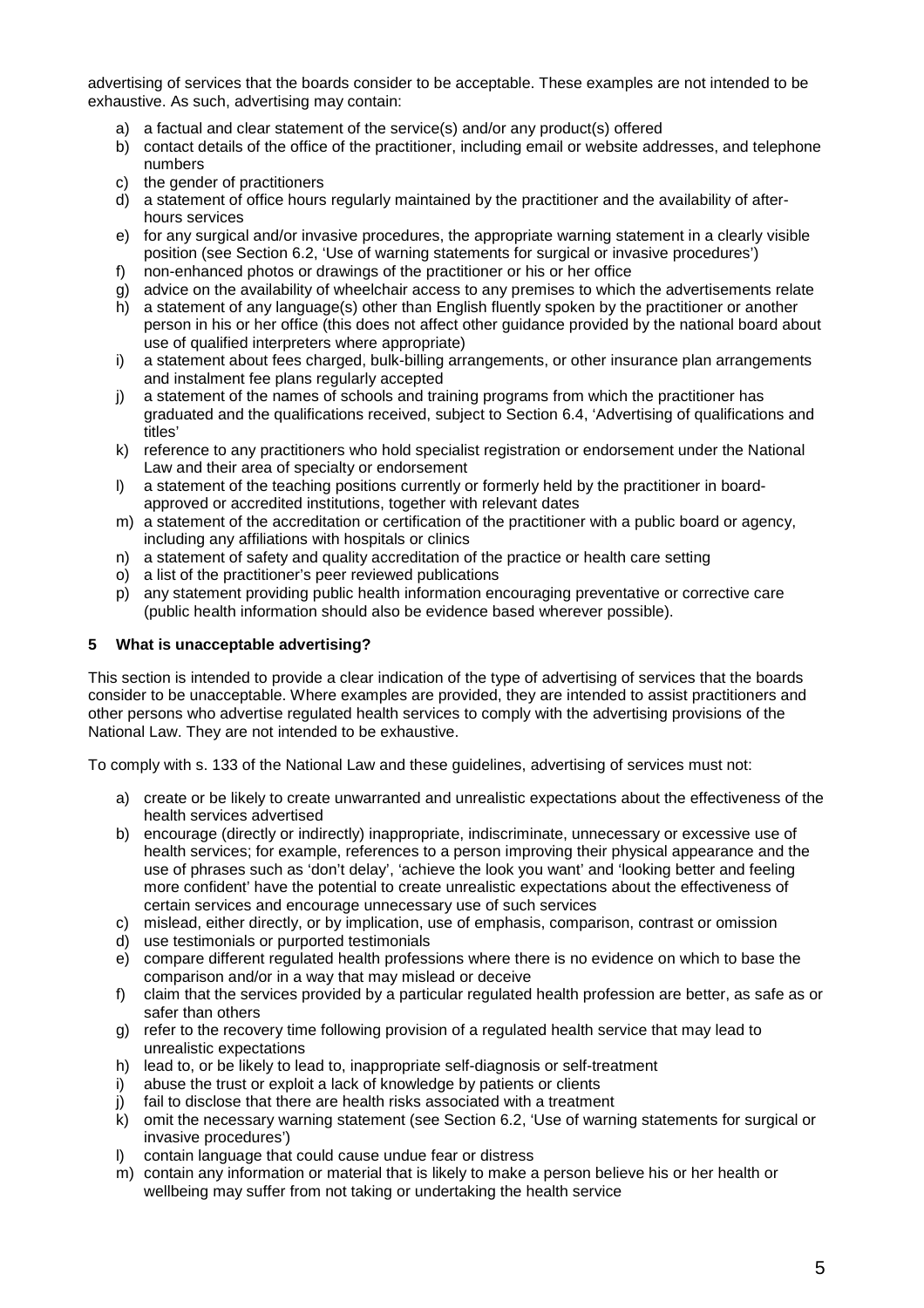advertising of services that the boards consider to be acceptable. These examples are not intended to be exhaustive. As such, advertising may contain:

a) a factual and clear statement of the service(s) and/or any product(s) offered
b) contact details of the office of the practitioner, including email or website addresses, and telephone numbers
c) the gender of practitioners
d) a statement of office hours regularly maintained by the practitioner and the availability of after-hours services
e) for any surgical and/or invasive procedures, the appropriate warning statement in a clearly visible position (see Section 6.2, 'Use of warning statements for surgical or invasive procedures')
f) non-enhanced photos or drawings of the practitioner or his or her office
g) advice on the availability of wheelchair access to any premises to which the advertisements relate
h) a statement of any language(s) other than English fluently spoken by the practitioner or another person in his or her office (this does not affect other guidance provided by the national board about use of qualified interpreters where appropriate)
i) a statement about fees charged, bulk-billing arrangements, or other insurance plan arrangements and instalment fee plans regularly accepted
j) a statement of the names of schools and training programs from which the practitioner has graduated and the qualifications received, subject to Section 6.4, 'Advertising of qualifications and titles'
k) reference to any practitioners who hold specialist registration or endorsement under the National Law and their area of specialty or endorsement
l) a statement of the teaching positions currently or formerly held by the practitioner in board-approved or accredited institutions, together with relevant dates
m) a statement of the accreditation or certification of the practitioner with a public board or agency, including any affiliations with hospitals or clinics
n) a statement of safety and quality accreditation of the practice or health care setting
o) a list of the practitioner's peer reviewed publications
p) any statement providing public health information encouraging preventative or corrective care (public health information should also be evidence based wherever possible).

## 5 What is unacceptable advertising?

This section is intended to provide a clear indication of the type of advertising of services that the boards consider to be unacceptable. Where examples are provided, they are intended to assist practitioners and other persons who advertise regulated health services to comply with the advertising provisions of the National Law. They are not intended to be exhaustive.

To comply with s. 133 of the National Law and these guidelines, advertising of services must not:

a) create or be likely to create unwarranted and unrealistic expectations about the effectiveness of the health services advertised
b) encourage (directly or indirectly) inappropriate, indiscriminate, unnecessary or excessive use of health services; for example, references to a person improving their physical appearance and the use of phrases such as 'don't delay', 'achieve the look you want' and 'looking better and feeling more confident' have the potential to create unrealistic expectations about the effectiveness of certain services and encourage unnecessary use of such services
c) mislead, either directly, or by implication, use of emphasis, comparison, contrast or omission
d) use testimonials or purported testimonials
e) compare different regulated health professions where there is no evidence on which to base the comparison and/or in a way that may mislead or deceive
f) claim that the services provided by a particular regulated health profession are better, as safe as or safer than others
g) refer to the recovery time following provision of a regulated health service that may lead to unrealistic expectations
h) lead to, or be likely to lead to, inappropriate self-diagnosis or self-treatment
i) abuse the trust or exploit a lack of knowledge by patients or clients
j) fail to disclose that there are health risks associated with a treatment
k) omit the necessary warning statement (see Section 6.2, 'Use of warning statements for surgical or invasive procedures')
l) contain language that could cause undue fear or distress
m) contain any information or material that is likely to make a person believe his or her health or wellbeing may suffer from not taking or undertaking the health service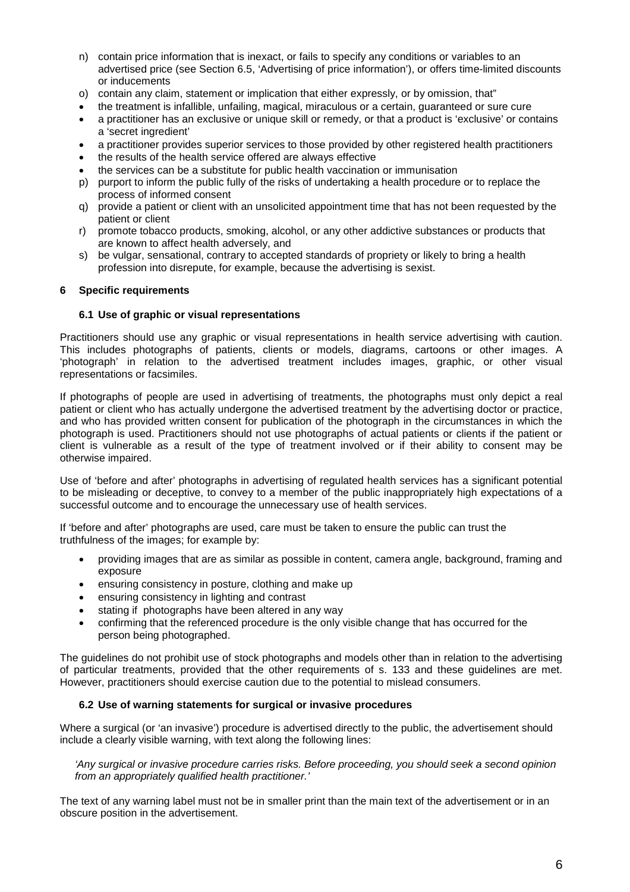n) contain price information that is inexact, or fails to specify any conditions or variables to an advertised price (see Section 6.5, 'Advertising of price information'), or offers time-limited discounts or inducements
o) contain any claim, statement or implication that either expressly, or by omission, that"
- the treatment is infallible, unfailing, magical, miraculous or a certain, guaranteed or sure cure
- a practitioner has an exclusive or unique skill or remedy, or that a product is 'exclusive' or contains a 'secret ingredient'
- a practitioner provides superior services to those provided by other registered health practitioners
- the results of the health service offered are always effective
- the services can be a substitute for public health vaccination or immunisation

p) purport to inform the public fully of the risks of undertaking a health procedure or to replace the process of informed consent
q) provide a patient or client with an unsolicited appointment time that has not been requested by the patient or client
r) promote tobacco products, smoking, alcohol, or any other addictive substances or products that are known to affect health adversely, and
s) be vulgar, sensational, contrary to accepted standards of propriety or likely to bring a health profession into disrepute, for example, because the advertising is sexist.

## 6 Specific requirements

### 6.1 Use of graphic or visual representations

Practitioners should use any graphic or visual representations in health service advertising with caution. This includes photographs of patients, clients or models, diagrams, cartoons or other images. A 'photograph' in relation to the advertised treatment includes images, graphic, or other visual representations or facsimiles.

If photographs of people are used in advertising of treatments, the photographs must only depict a real patient or client who has actually undergone the advertised treatment by the advertising doctor or practice, and who has provided written consent for publication of the photograph in the circumstances in which the photograph is used. Practitioners should not use photographs of actual patients or clients if the patient or client is vulnerable as a result of the type of treatment involved or if their ability to consent may be otherwise impaired.

Use of 'before and after' photographs in advertising of regulated health services has a significant potential to be misleading or deceptive, to convey to a member of the public inappropriately high expectations of a successful outcome and to encourage the unnecessary use of health services.

If 'before and after' photographs are used, care must be taken to ensure the public can trust the truthfulness of the images; for example by:

- providing images that are as similar as possible in content, camera angle, background, framing and exposure
- ensuring consistency in posture, clothing and make up
- ensuring consistency in lighting and contrast
- stating if photographs have been altered in any way
- confirming that the referenced procedure is the only visible change that has occurred for the person being photographed.

The guidelines do not prohibit use of stock photographs and models other than in relation to the advertising of particular treatments, provided that the other requirements of s. 133 and these guidelines are met. However, practitioners should exercise caution due to the potential to mislead consumers.

### 6.2 Use of warning statements for surgical or invasive procedures

Where a surgical (or 'an invasive') procedure is advertised directly to the public, the advertisement should include a clearly visible warning, with text along the following lines:

*'Any surgical or invasive procedure carries risks. Before proceeding, you should seek a second opinion from an appropriately qualified health practitioner.'*

The text of any warning label must not be in smaller print than the main text of the advertisement or in an obscure position in the advertisement.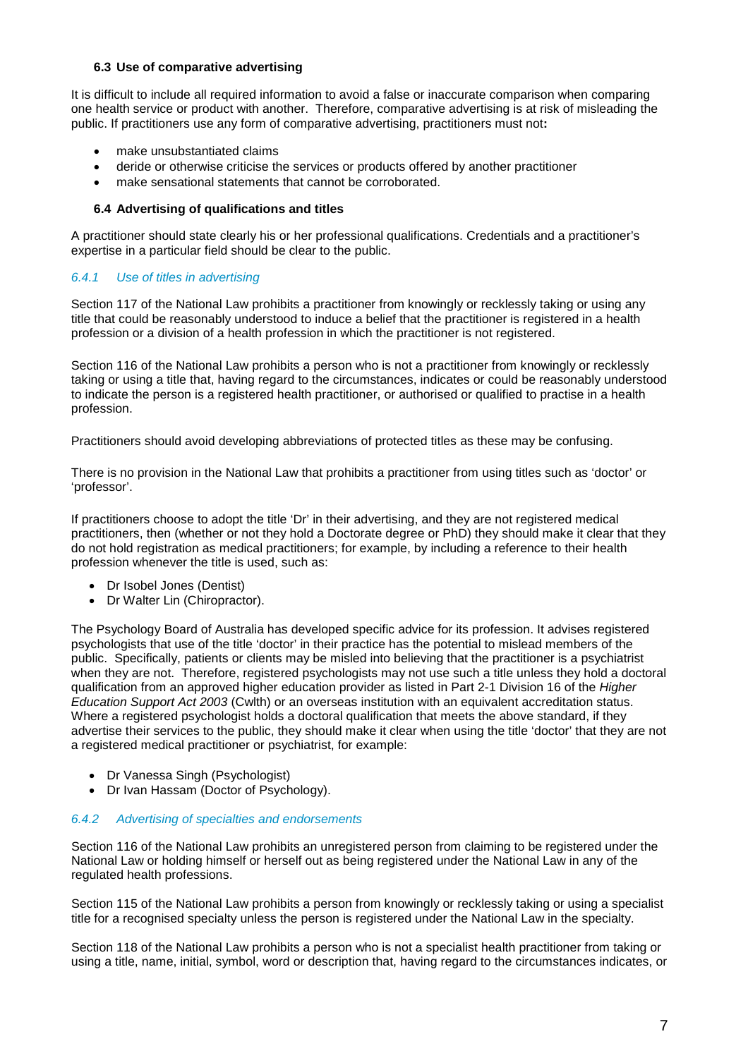### 6.3 Use of comparative advertising

It is difficult to include all required information to avoid a false or inaccurate comparison when comparing one health service or product with another. Therefore, comparative advertising is at risk of misleading the public. If practitioners use any form of comparative advertising, practitioners must not**:**

- make unsubstantiated claims
- deride or otherwise criticise the services or products offered by another practitioner
- make sensational statements that cannot be corroborated.

### 6.4 Advertising of qualifications and titles

A practitioner should state clearly his or her professional qualifications. Credentials and a practitioner's expertise in a particular field should be clear to the public.

#### *6.4.1 Use of titles in advertising*

Section 117 of the National Law prohibits a practitioner from knowingly or recklessly taking or using any title that could be reasonably understood to induce a belief that the practitioner is registered in a health profession or a division of a health profession in which the practitioner is not registered.

Section 116 of the National Law prohibits a person who is not a practitioner from knowingly or recklessly taking or using a title that, having regard to the circumstances, indicates or could be reasonably understood to indicate the person is a registered health practitioner, or authorised or qualified to practise in a health profession.

Practitioners should avoid developing abbreviations of protected titles as these may be confusing.

There is no provision in the National Law that prohibits a practitioner from using titles such as 'doctor' or 'professor'.

If practitioners choose to adopt the title 'Dr' in their advertising, and they are not registered medical practitioners, then (whether or not they hold a Doctorate degree or PhD) they should make it clear that they do not hold registration as medical practitioners; for example, by including a reference to their health profession whenever the title is used, such as:

- Dr Isobel Jones (Dentist)
- Dr Walter Lin (Chiropractor).

The Psychology Board of Australia has developed specific advice for its profession. It advises registered psychologists that use of the title 'doctor' in their practice has the potential to mislead members of the public. Specifically, patients or clients may be misled into believing that the practitioner is a psychiatrist when they are not. Therefore, registered psychologists may not use such a title unless they hold a doctoral qualification from an approved higher education provider as listed in Part 2-1 Division 16 of the *Higher Education Support Act 2003* (Cwlth) or an overseas institution with an equivalent accreditation status. Where a registered psychologist holds a doctoral qualification that meets the above standard, if they advertise their services to the public, they should make it clear when using the title 'doctor' that they are not a registered medical practitioner or psychiatrist, for example:

- Dr Vanessa Singh (Psychologist)
- Dr Ivan Hassam (Doctor of Psychology).

#### *6.4.2 Advertising of specialties and endorsements*

Section 116 of the National Law prohibits an unregistered person from claiming to be registered under the National Law or holding himself or herself out as being registered under the National Law in any of the regulated health professions.

Section 115 of the National Law prohibits a person from knowingly or recklessly taking or using a specialist title for a recognised specialty unless the person is registered under the National Law in the specialty.

Section 118 of the National Law prohibits a person who is not a specialist health practitioner from taking or using a title, name, initial, symbol, word or description that, having regard to the circumstances indicates, or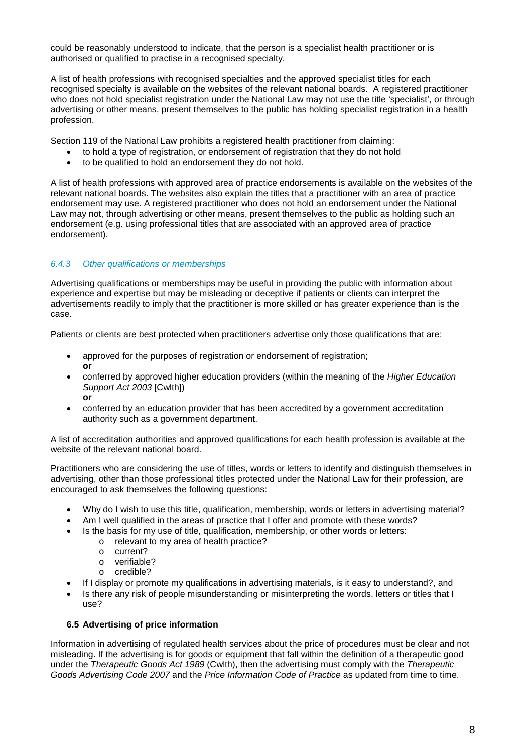could be reasonably understood to indicate, that the person is a specialist health practitioner or is authorised or qualified to practise in a recognised specialty.

A list of health professions with recognised specialties and the approved specialist titles for each recognised specialty is available on the websites of the relevant national boards. A registered practitioner who does not hold specialist registration under the National Law may not use the title 'specialist', or through advertising or other means, present themselves to the public has holding specialist registration in a health profession.

Section 119 of the National Law prohibits a registered health practitioner from claiming:

- to hold a type of registration, or endorsement of registration that they do not hold
- to be qualified to hold an endorsement they do not hold.

A list of health professions with approved area of practice endorsements is available on the websites of the relevant national boards. The websites also explain the titles that a practitioner with an area of practice endorsement may use. A registered practitioner who does not hold an endorsement under the National Law may not, through advertising or other means, present themselves to the public as holding such an endorsement (e.g. using professional titles that are associated with an approved area of practice endorsement).

### *6.4.3 Other qualifications or memberships*

Advertising qualifications or memberships may be useful in providing the public with information about experience and expertise but may be misleading or deceptive if patients or clients can interpret the advertisements readily to imply that the practitioner is more skilled or has greater experience than is the case.

Patients or clients are best protected when practitioners advertise only those qualifications that are:

- approved for the purposes of registration or endorsement of registration;
  **or**
- conferred by approved higher education providers (within the meaning of the *Higher Education Support Act 2003* [Cwlth])
  **or**
- conferred by an education provider that has been accredited by a government accreditation authority such as a government department.

A list of accreditation authorities and approved qualifications for each health profession is available at the website of the relevant national board.

Practitioners who are considering the use of titles, words or letters to identify and distinguish themselves in advertising, other than those professional titles protected under the National Law for their profession, are encouraged to ask themselves the following questions:

- Why do I wish to use this title, qualification, membership, words or letters in advertising material?
- Am I well qualified in the areas of practice that I offer and promote with these words?
- Is the basis for my use of title, qualification, membership, or other words or letters:
  - relevant to my area of health practice?
  - current?
  - verifiable?
  - credible?
- If I display or promote my qualifications in advertising materials, is it easy to understand?, and
- Is there any risk of people misunderstanding or misinterpreting the words, letters or titles that I use?

### 6.5 Advertising of price information

Information in advertising of regulated health services about the price of procedures must be clear and not misleading. If the advertising is for goods or equipment that fall within the definition of a therapeutic good under the *Therapeutic Goods Act 1989* (Cwlth), then the advertising must comply with the *Therapeutic Goods Advertising Code 2007* and the *Price Information Code of Practice* as updated from time to time.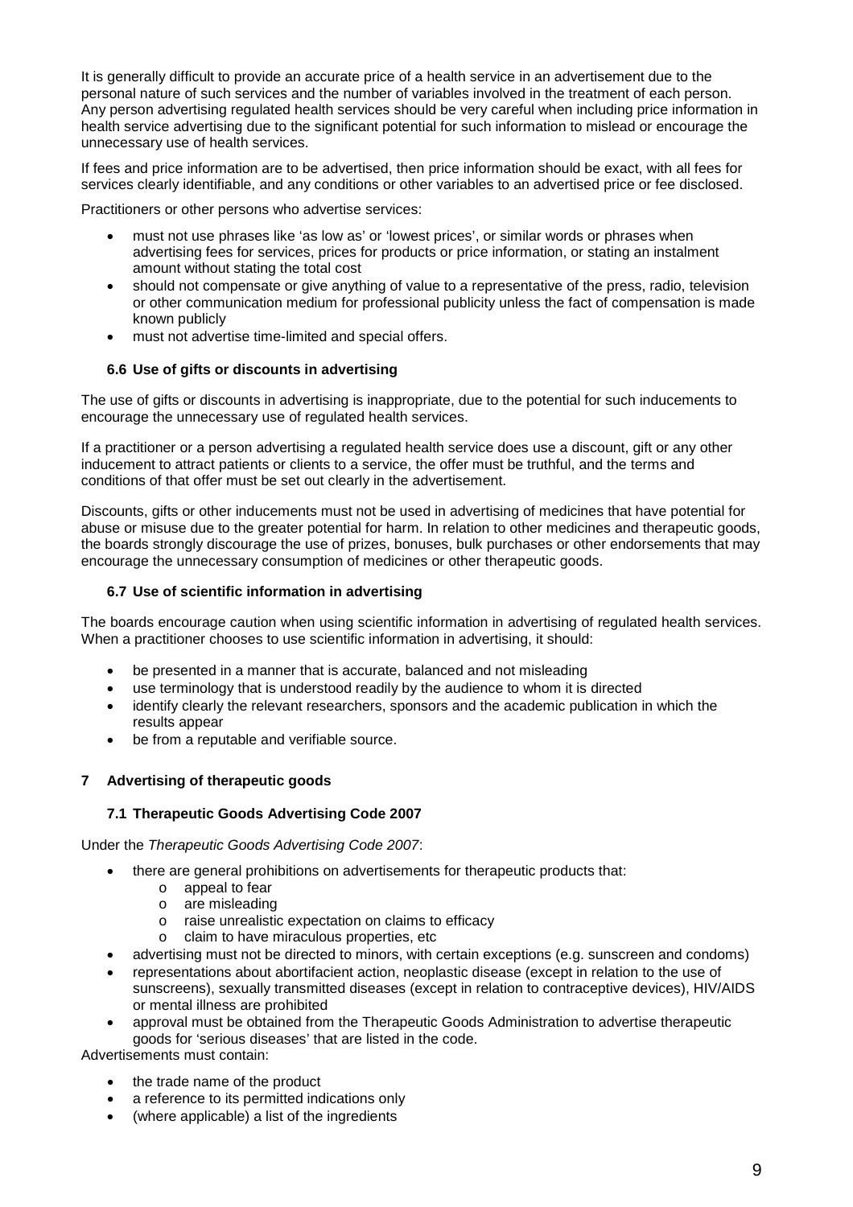It is generally difficult to provide an accurate price of a health service in an advertisement due to the personal nature of such services and the number of variables involved in the treatment of each person. Any person advertising regulated health services should be very careful when including price information in health service advertising due to the significant potential for such information to mislead or encourage the unnecessary use of health services.

If fees and price information are to be advertised, then price information should be exact, with all fees for services clearly identifiable, and any conditions or other variables to an advertised price or fee disclosed.

Practitioners or other persons who advertise services:

- must not use phrases like 'as low as' or 'lowest prices', or similar words or phrases when advertising fees for services, prices for products or price information, or stating an instalment amount without stating the total cost
- should not compensate or give anything of value to a representative of the press, radio, television or other communication medium for professional publicity unless the fact of compensation is made known publicly
- must not advertise time-limited and special offers.

### 6.6 Use of gifts or discounts in advertising

The use of gifts or discounts in advertising is inappropriate, due to the potential for such inducements to encourage the unnecessary use of regulated health services.

If a practitioner or a person advertising a regulated health service does use a discount, gift or any other inducement to attract patients or clients to a service, the offer must be truthful, and the terms and conditions of that offer must be set out clearly in the advertisement.

Discounts, gifts or other inducements must not be used in advertising of medicines that have potential for abuse or misuse due to the greater potential for harm. In relation to other medicines and therapeutic goods, the boards strongly discourage the use of prizes, bonuses, bulk purchases or other endorsements that may encourage the unnecessary consumption of medicines or other therapeutic goods.

### 6.7 Use of scientific information in advertising

The boards encourage caution when using scientific information in advertising of regulated health services. When a practitioner chooses to use scientific information in advertising, it should:

- be presented in a manner that is accurate, balanced and not misleading
- use terminology that is understood readily by the audience to whom it is directed
- identify clearly the relevant researchers, sponsors and the academic publication in which the results appear
- be from a reputable and verifiable source.

## 7 Advertising of therapeutic goods

### 7.1 Therapeutic Goods Advertising Code 2007

Under the *Therapeutic Goods Advertising Code 2007*:

- there are general prohibitions on advertisements for therapeutic products that:
  - appeal to fear
  - are misleading
  - raise unrealistic expectation on claims to efficacy
  - claim to have miraculous properties, etc
- advertising must not be directed to minors, with certain exceptions (e.g. sunscreen and condoms)
- representations about abortifacient action, neoplastic disease (except in relation to the use of sunscreens), sexually transmitted diseases (except in relation to contraceptive devices), HIV/AIDS or mental illness are prohibited
- approval must be obtained from the Therapeutic Goods Administration to advertise therapeutic goods for 'serious diseases' that are listed in the code.

Advertisements must contain:

- the trade name of the product
- a reference to its permitted indications only
- (where applicable) a list of the ingredients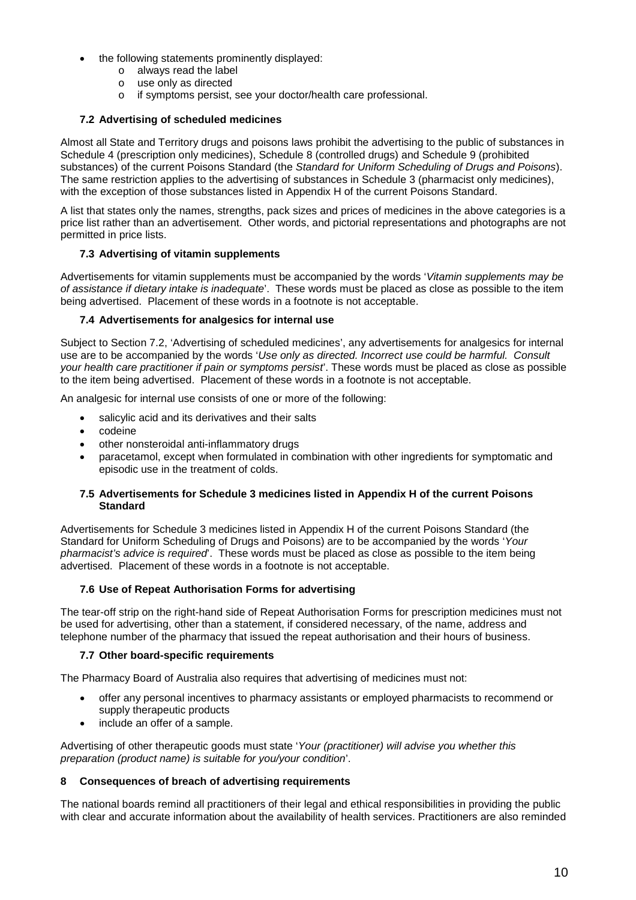- the following statements prominently displayed:
  - always read the label
  - use only as directed
  - if symptoms persist, see your doctor/health care professional.

### 7.2 Advertising of scheduled medicines

Almost all State and Territory drugs and poisons laws prohibit the advertising to the public of substances in Schedule 4 (prescription only medicines), Schedule 8 (controlled drugs) and Schedule 9 (prohibited substances) of the current Poisons Standard (the *Standard for Uniform Scheduling of Drugs and Poisons*). The same restriction applies to the advertising of substances in Schedule 3 (pharmacist only medicines), with the exception of those substances listed in Appendix H of the current Poisons Standard.

A list that states only the names, strengths, pack sizes and prices of medicines in the above categories is a price list rather than an advertisement. Other words, and pictorial representations and photographs are not permitted in price lists.

### 7.3 Advertising of vitamin supplements

Advertisements for vitamin supplements must be accompanied by the words '*Vitamin supplements may be of assistance if dietary intake is inadequate*'. These words must be placed as close as possible to the item being advertised. Placement of these words in a footnote is not acceptable.

### 7.4 Advertisements for analgesics for internal use

Subject to Section 7.2, 'Advertising of scheduled medicines', any advertisements for analgesics for internal use are to be accompanied by the words '*Use only as directed. Incorrect use could be harmful. Consult your health care practitioner if pain or symptoms persist*'. These words must be placed as close as possible to the item being advertised. Placement of these words in a footnote is not acceptable.

An analgesic for internal use consists of one or more of the following:

- salicylic acid and its derivatives and their salts
- codeine
- other nonsteroidal anti-inflammatory drugs
- paracetamol, except when formulated in combination with other ingredients for symptomatic and episodic use in the treatment of colds.

### 7.5 Advertisements for Schedule 3 medicines listed in Appendix H of the current Poisons Standard

Advertisements for Schedule 3 medicines listed in Appendix H of the current Poisons Standard (the Standard for Uniform Scheduling of Drugs and Poisons) are to be accompanied by the words '*Your pharmacist's advice is required*'. These words must be placed as close as possible to the item being advertised. Placement of these words in a footnote is not acceptable.

### 7.6 Use of Repeat Authorisation Forms for advertising

The tear-off strip on the right-hand side of Repeat Authorisation Forms for prescription medicines must not be used for advertising, other than a statement, if considered necessary, of the name, address and telephone number of the pharmacy that issued the repeat authorisation and their hours of business.

### 7.7 Other board-specific requirements

The Pharmacy Board of Australia also requires that advertising of medicines must not:

- offer any personal incentives to pharmacy assistants or employed pharmacists to recommend or supply therapeutic products
- include an offer of a sample.

Advertising of other therapeutic goods must state '*Your (practitioner) will advise you whether this preparation (product name) is suitable for you/your condition*'.

## 8 Consequences of breach of advertising requirements

The national boards remind all practitioners of their legal and ethical responsibilities in providing the public with clear and accurate information about the availability of health services. Practitioners are also reminded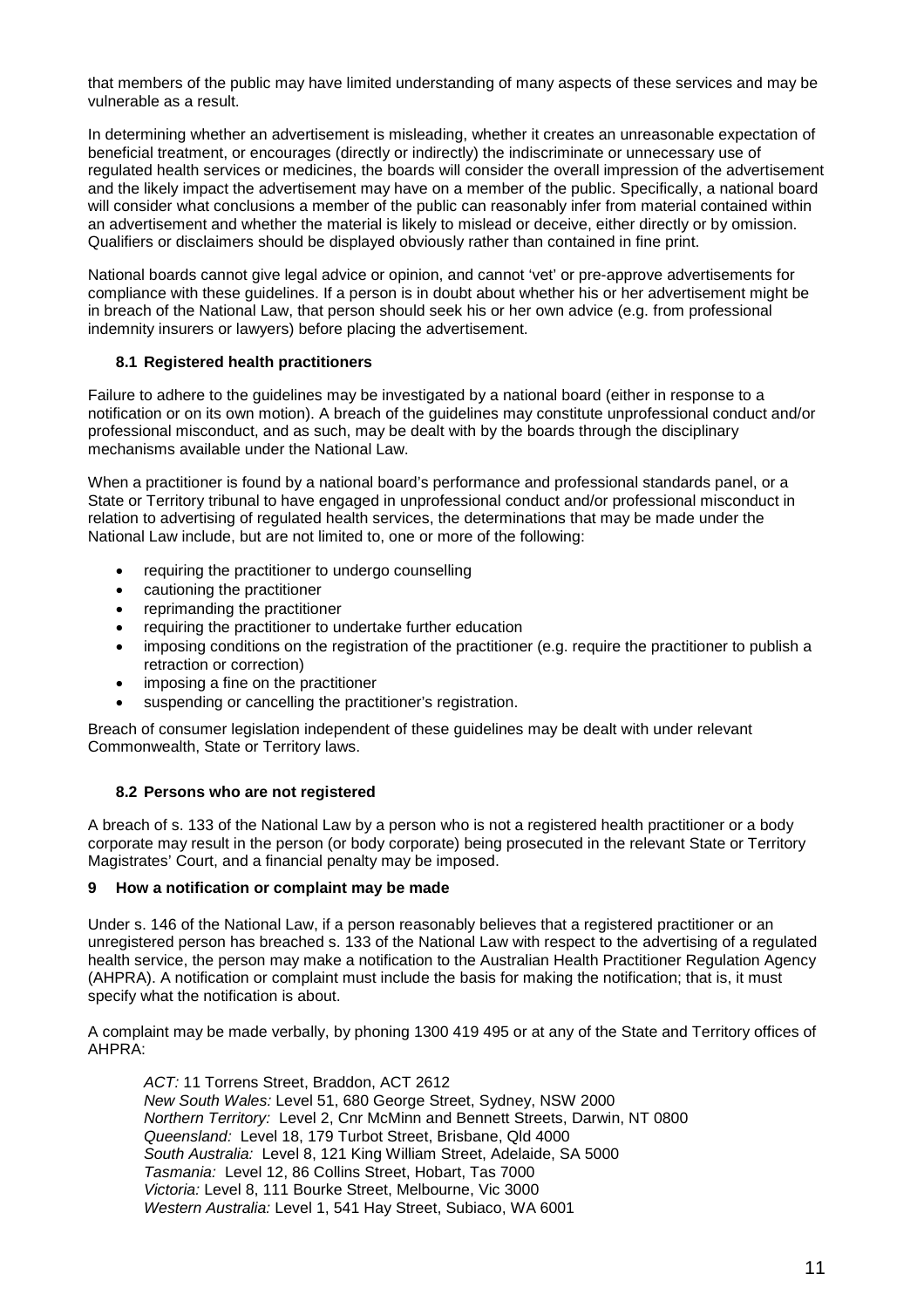that members of the public may have limited understanding of many aspects of these services and may be vulnerable as a result.

In determining whether an advertisement is misleading, whether it creates an unreasonable expectation of beneficial treatment, or encourages (directly or indirectly) the indiscriminate or unnecessary use of regulated health services or medicines, the boards will consider the overall impression of the advertisement and the likely impact the advertisement may have on a member of the public. Specifically, a national board will consider what conclusions a member of the public can reasonably infer from material contained within an advertisement and whether the material is likely to mislead or deceive, either directly or by omission. Qualifiers or disclaimers should be displayed obviously rather than contained in fine print.

National boards cannot give legal advice or opinion, and cannot 'vet' or pre-approve advertisements for compliance with these guidelines. If a person is in doubt about whether his or her advertisement might be in breach of the National Law, that person should seek his or her own advice (e.g. from professional indemnity insurers or lawyers) before placing the advertisement.

### 8.1 Registered health practitioners

Failure to adhere to the guidelines may be investigated by a national board (either in response to a notification or on its own motion). A breach of the guidelines may constitute unprofessional conduct and/or professional misconduct, and as such, may be dealt with by the boards through the disciplinary mechanisms available under the National Law.

When a practitioner is found by a national board's performance and professional standards panel, or a State or Territory tribunal to have engaged in unprofessional conduct and/or professional misconduct in relation to advertising of regulated health services, the determinations that may be made under the National Law include, but are not limited to, one or more of the following:

- requiring the practitioner to undergo counselling
- cautioning the practitioner
- reprimanding the practitioner
- requiring the practitioner to undertake further education
- imposing conditions on the registration of the practitioner (e.g. require the practitioner to publish a retraction or correction)
- imposing a fine on the practitioner
- suspending or cancelling the practitioner's registration.

Breach of consumer legislation independent of these guidelines may be dealt with under relevant Commonwealth, State or Territory laws.

### 8.2 Persons who are not registered

A breach of s. 133 of the National Law by a person who is not a registered health practitioner or a body corporate may result in the person (or body corporate) being prosecuted in the relevant State or Territory Magistrates' Court, and a financial penalty may be imposed.

## 9 How a notification or complaint may be made

Under s. 146 of the National Law, if a person reasonably believes that a registered practitioner or an unregistered person has breached s. 133 of the National Law with respect to the advertising of a regulated health service, the person may make a notification to the Australian Health Practitioner Regulation Agency (AHPRA). A notification or complaint must include the basis for making the notification; that is, it must specify what the notification is about.

A complaint may be made verbally, by phoning 1300 419 495 or at any of the State and Territory offices of AHPRA:

*ACT:* 11 Torrens Street, Braddon, ACT 2612
*New South Wales:* Level 51, 680 George Street, Sydney, NSW 2000
*Northern Territory:* Level 2, Cnr McMinn and Bennett Streets, Darwin, NT 0800
*Queensland:* Level 18, 179 Turbot Street, Brisbane, Qld 4000
*South Australia:* Level 8, 121 King William Street, Adelaide, SA 5000
*Tasmania:* Level 12, 86 Collins Street, Hobart, Tas 7000
*Victoria:* Level 8, 111 Bourke Street, Melbourne, Vic 3000
*Western Australia:* Level 1, 541 Hay Street, Subiaco, WA 6001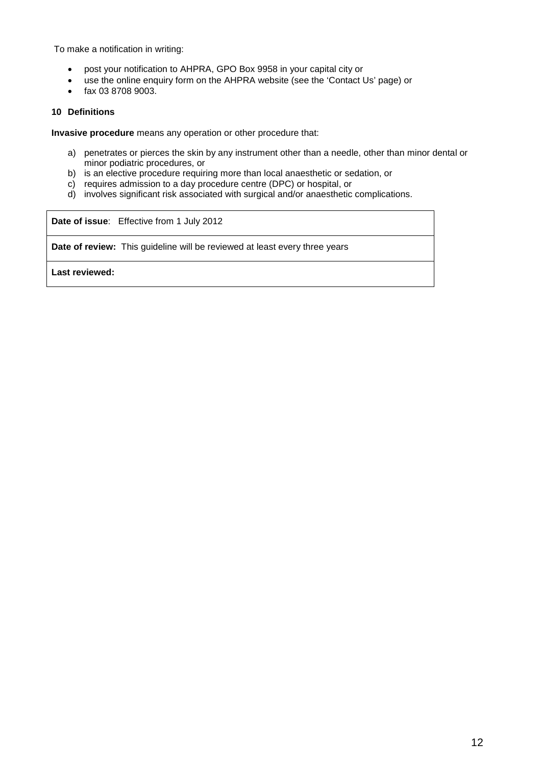To make a notification in writing:

- post your notification to AHPRA, GPO Box 9958 in your capital city or
- use the online enquiry form on the AHPRA website (see the 'Contact Us' page) or
- fax 03 8708 9003.

## 10 Definitions

**Invasive procedure** means any operation or other procedure that:

a) penetrates or pierces the skin by any instrument other than a needle, other than minor dental or minor podiatric procedures, or
b) is an elective procedure requiring more than local anaesthetic or sedation, or
c) requires admission to a day procedure centre (DPC) or hospital, or
d) involves significant risk associated with surgical and/or anaesthetic complications.

| **Date of issue**: Effective from 1 July 2012 |
|---|
| **Date of review:** This guideline will be reviewed at least every three years |
| **Last reviewed:** |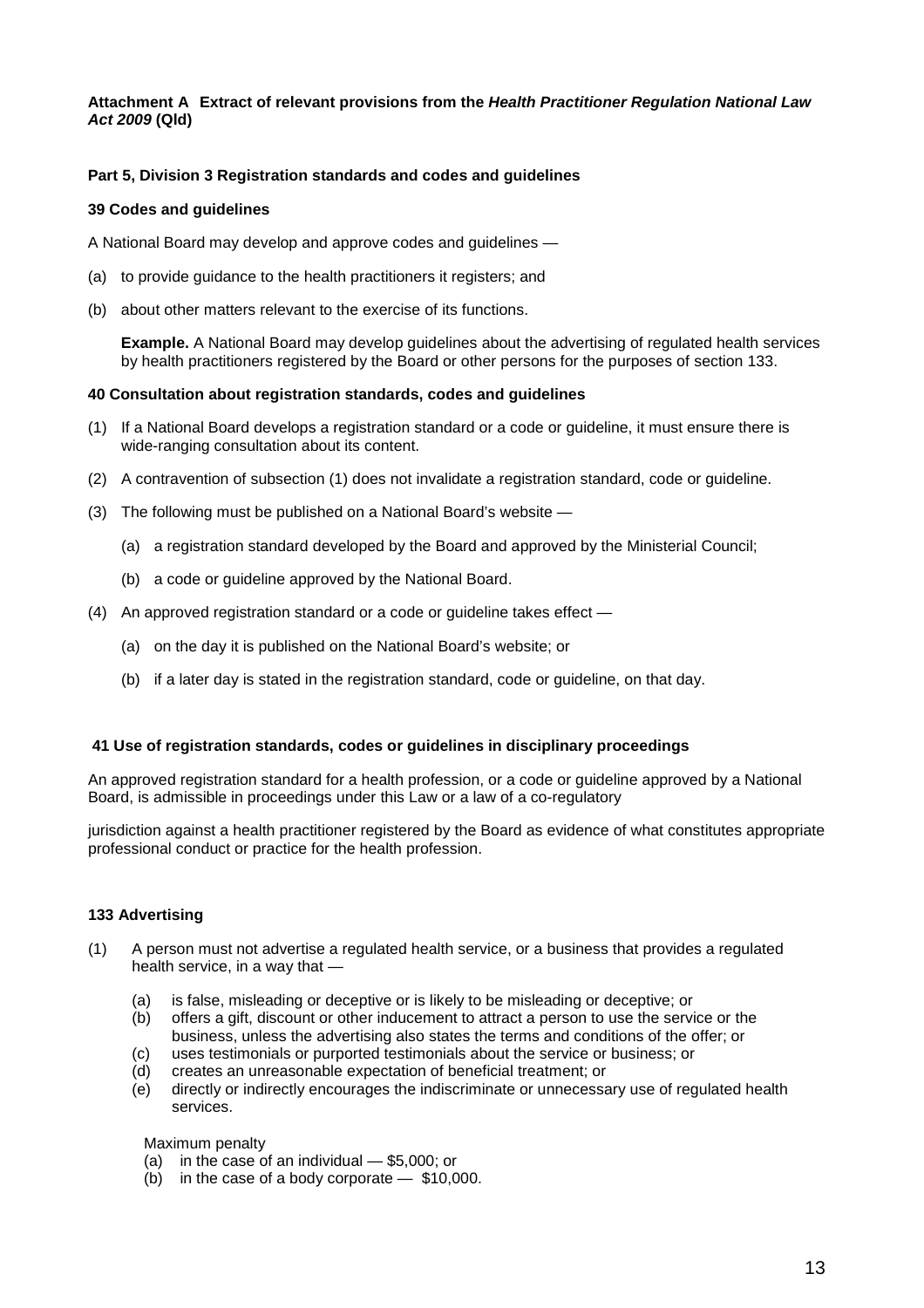**Attachment A Extract of relevant provisions from the *Health Practitioner Regulation National Law Act 2009* (Qld)**

**Part 5, Division 3 Registration standards and codes and guidelines**

**39 Codes and guidelines**

A National Board may develop and approve codes and guidelines —

(a) to provide guidance to the health practitioners it registers; and

(b) about other matters relevant to the exercise of its functions.

> **Example.** A National Board may develop guidelines about the advertising of regulated health services by health practitioners registered by the Board or other persons for the purposes of section 133.

**40 Consultation about registration standards, codes and guidelines**

(1) If a National Board develops a registration standard or a code or guideline, it must ensure there is wide-ranging consultation about its content.

(2) A contravention of subsection (1) does not invalidate a registration standard, code or guideline.

(3) The following must be published on a National Board's website —

  (a) a registration standard developed by the Board and approved by the Ministerial Council;

  (b) a code or guideline approved by the National Board.

(4) An approved registration standard or a code or guideline takes effect —

  (a) on the day it is published on the National Board's website; or

  (b) if a later day is stated in the registration standard, code or guideline, on that day.

**41 Use of registration standards, codes or guidelines in disciplinary proceedings**

An approved registration standard for a health profession, or a code or guideline approved by a National Board, is admissible in proceedings under this Law or a law of a co-regulatory

jurisdiction against a health practitioner registered by the Board as evidence of what constitutes appropriate professional conduct or practice for the health profession.

**133 Advertising**

(1) A person must not advertise a regulated health service, or a business that provides a regulated health service, in a way that —

  (a) is false, misleading or deceptive or is likely to be misleading or deceptive; or
  (b) offers a gift, discount or other inducement to attract a person to use the service or the business, unless the advertising also states the terms and conditions of the offer; or
  (c) uses testimonials or purported testimonials about the service or business; or
  (d) creates an unreasonable expectation of beneficial treatment; or
  (e) directly or indirectly encourages the indiscriminate or unnecessary use of regulated health services.

  Maximum penalty
  (a) in the case of an individual — $5,000; or
  (b) in the case of a body corporate — $10,000.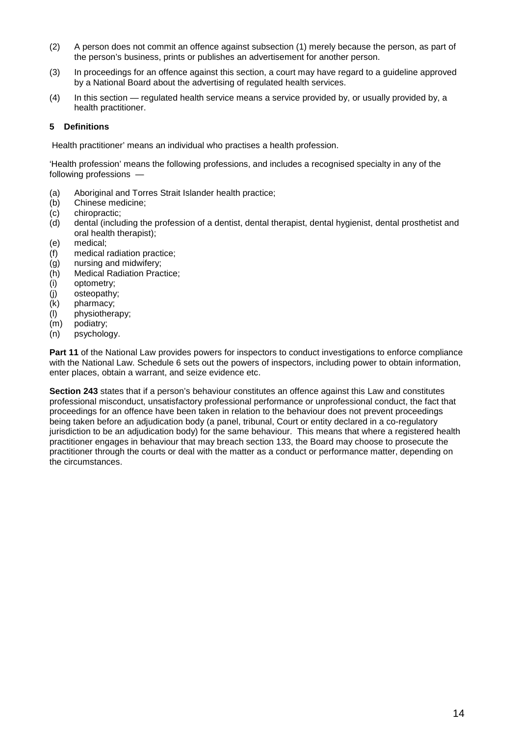(2) A person does not commit an offence against subsection (1) merely because the person, as part of the person's business, prints or publishes an advertisement for another person.

(3) In proceedings for an offence against this section, a court may have regard to a guideline approved by a National Board about the advertising of regulated health services.

(4) In this section — regulated health service means a service provided by, or usually provided by, a health practitioner.

**5 Definitions**

Health practitioner' means an individual who practises a health profession.

'Health profession' means the following professions, and includes a recognised specialty in any of the following professions —

(a) Aboriginal and Torres Strait Islander health practice;
(b) Chinese medicine;
(c) chiropractic;
(d) dental (including the profession of a dentist, dental therapist, dental hygienist, dental prosthetist and oral health therapist);
(e) medical;
(f) medical radiation practice;
(g) nursing and midwifery;
(h) Medical Radiation Practice;
(i) optometry;
(j) osteopathy;
(k) pharmacy;
(l) physiotherapy;
(m) podiatry;
(n) psychology.

**Part 11** of the National Law provides powers for inspectors to conduct investigations to enforce compliance with the National Law. Schedule 6 sets out the powers of inspectors, including power to obtain information, enter places, obtain a warrant, and seize evidence etc.

**Section 243** states that if a person's behaviour constitutes an offence against this Law and constitutes professional misconduct, unsatisfactory professional performance or unprofessional conduct, the fact that proceedings for an offence have been taken in relation to the behaviour does not prevent proceedings being taken before an adjudication body (a panel, tribunal, Court or entity declared in a co-regulatory jurisdiction to be an adjudication body) for the same behaviour. This means that where a registered health practitioner engages in behaviour that may breach section 133, the Board may choose to prosecute the practitioner through the courts or deal with the matter as a conduct or performance matter, depending on the circumstances.